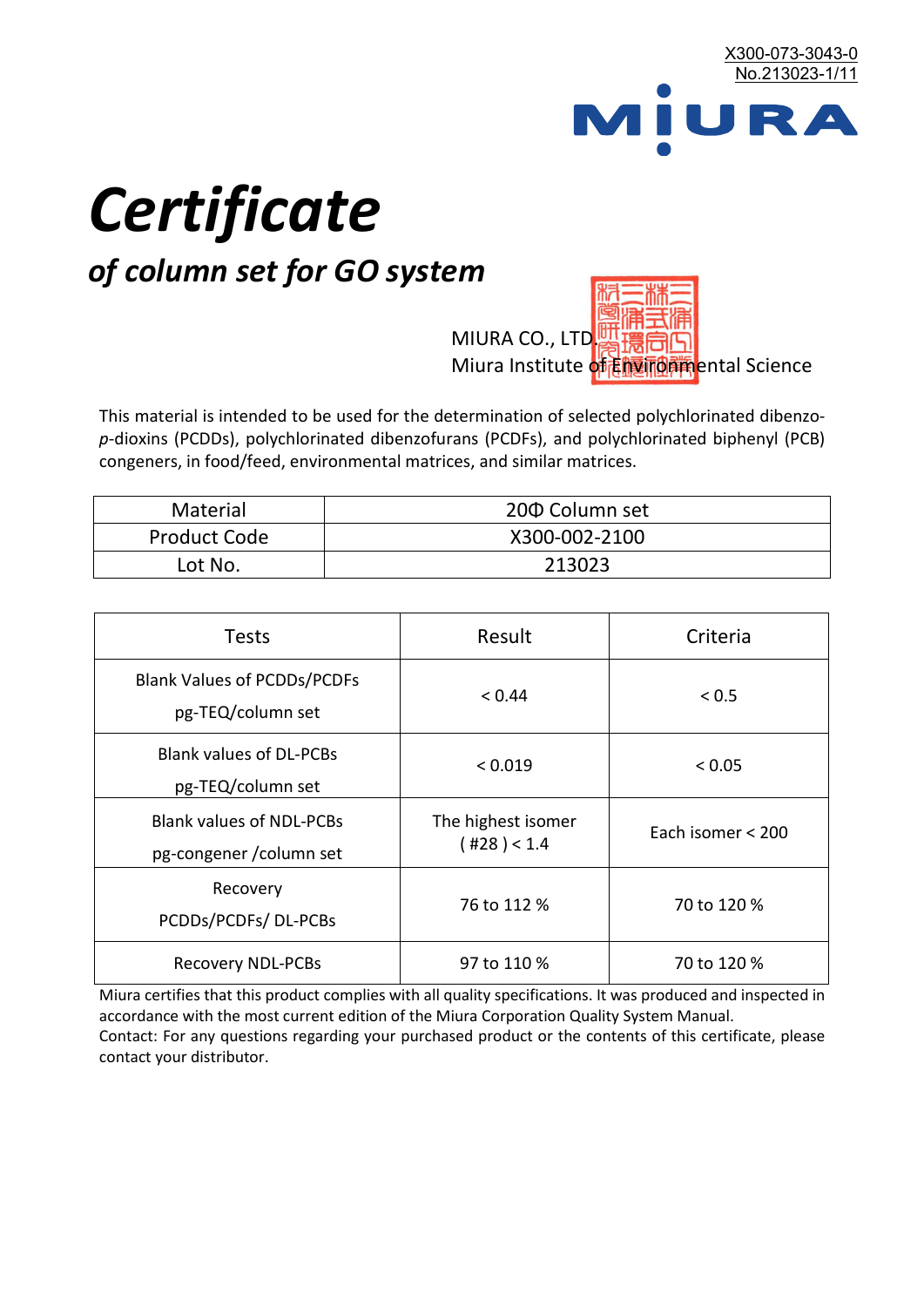X300-073-3043-0
No.213023-1/11

MIURA

# *Certificate*

## *of column set for GO system*

MIURA CO., LTD.
Miura Institute of Environmental Science

This material is intended to be used for the determination of selected polychlorinated dibenzo-*p*-dioxins (PCDDs), polychlorinated dibenzofurans (PCDFs), and polychlorinated biphenyl (PCB) congeners, in food/feed, environmental matrices, and similar matrices.

| Material | 20Φ Column set |
|---|---|
| Product Code | X300-002-2100 |
| Lot No. | 213023 |

| Tests | Result | Criteria |
|---|---|---|
| Blank Values of PCDDs/PCDFs pg-TEQ/column set | < 0.44 | < 0.5 |
| Blank values of DL-PCBs pg-TEQ/column set | < 0.019 | < 0.05 |
| Blank values of NDL-PCBs pg-congener /column set | The highest isomer ( #28 ) < 1.4 | Each isomer < 200 |
| Recovery PCDDs/PCDFs/ DL-PCBs | 76 to 112 % | 70 to 120 % |
| Recovery NDL-PCBs | 97 to 110 % | 70 to 120 % |

Miura certifies that this product complies with all quality specifications. It was produced and inspected in accordance with the most current edition of the Miura Corporation Quality System Manual.
Contact: For any questions regarding your purchased product or the contents of this certificate, please contact your distributor.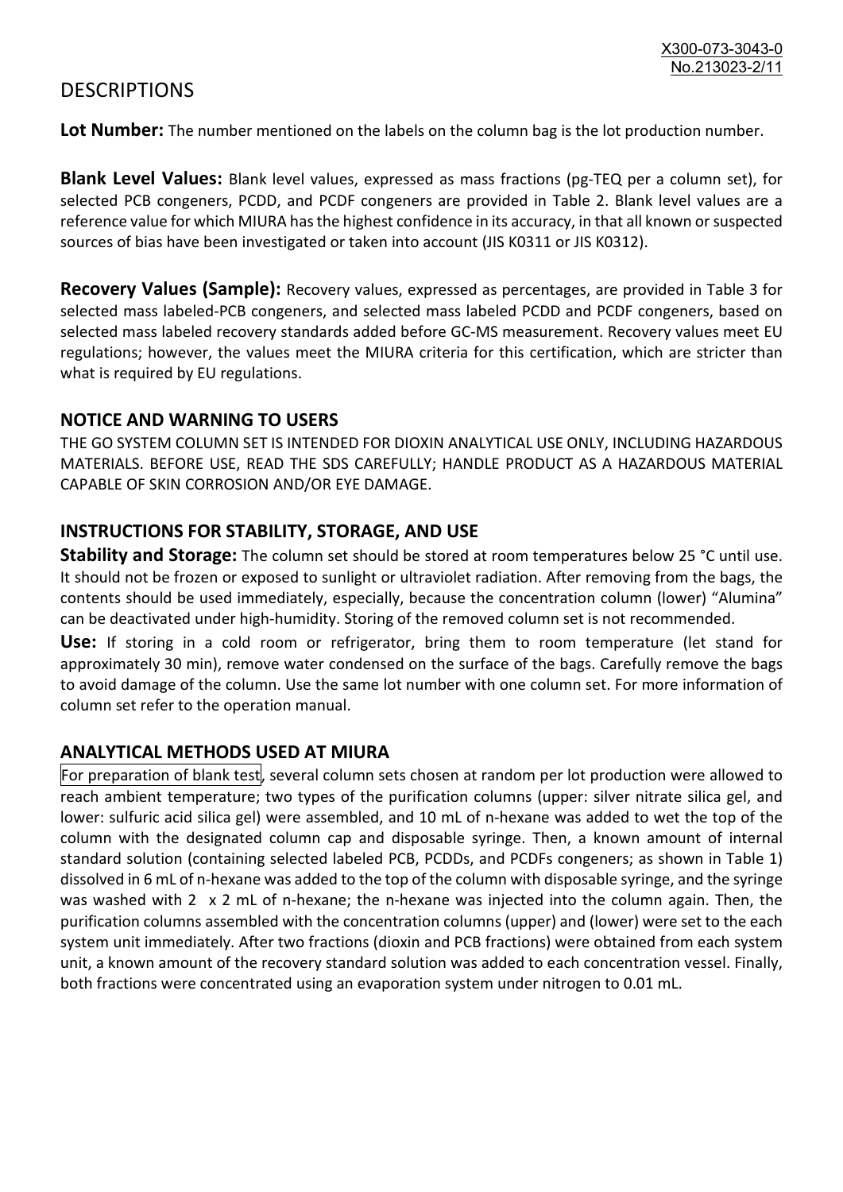# DESCRIPTIONS

**Lot Number:** The number mentioned on the labels on the column bag is the lot production number.

**Blank Level Values:** Blank level values, expressed as mass fractions (pg-TEQ per a column set), for selected PCB congeners, PCDD, and PCDF congeners are provided in Table 2. Blank level values are a reference value for which MIURA has the highest confidence in its accuracy, in that all known or suspected sources of bias have been investigated or taken into account (JIS K0311 or JIS K0312).

**Recovery Values (Sample):** Recovery values, expressed as percentages, are provided in Table 3 for selected mass labeled-PCB congeners, and selected mass labeled PCDD and PCDF congeners, based on selected mass labeled recovery standards added before GC-MS measurement. Recovery values meet EU regulations; however, the values meet the MIURA criteria for this certification, which are stricter than what is required by EU regulations.

## NOTICE AND WARNING TO USERS

THE GO SYSTEM COLUMN SET IS INTENDED FOR DIOXIN ANALYTICAL USE ONLY, INCLUDING HAZARDOUS MATERIALS. BEFORE USE, READ THE SDS CAREFULLY; HANDLE PRODUCT AS A HAZARDOUS MATERIAL CAPABLE OF SKIN CORROSION AND/OR EYE DAMAGE.

## INSTRUCTIONS FOR STABILITY, STORAGE, AND USE

**Stability and Storage:** The column set should be stored at room temperatures below 25 °C until use. It should not be frozen or exposed to sunlight or ultraviolet radiation. After removing from the bags, the contents should be used immediately, especially, because the concentration column (lower) "Alumina" can be deactivated under high-humidity. Storing of the removed column set is not recommended.

**Use:** If storing in a cold room or refrigerator, bring them to room temperature (let stand for approximately 30 min), remove water condensed on the surface of the bags. Carefully remove the bags to avoid damage of the column. Use the same lot number with one column set. For more information of column set refer to the operation manual.

## ANALYTICAL METHODS USED AT MIURA

For preparation of blank test, several column sets chosen at random per lot production were allowed to reach ambient temperature; two types of the purification columns (upper: silver nitrate silica gel, and lower: sulfuric acid silica gel) were assembled, and 10 mL of n-hexane was added to wet the top of the column with the designated column cap and disposable syringe. Then, a known amount of internal standard solution (containing selected labeled PCB, PCDDs, and PCDFs congeners; as shown in Table 1) dissolved in 6 mL of n-hexane was added to the top of the column with disposable syringe, and the syringe was washed with 2 x 2 mL of n-hexane; the n-hexane was injected into the column again. Then, the purification columns assembled with the concentration columns (upper) and (lower) were set to the each system unit immediately. After two fractions (dioxin and PCB fractions) were obtained from each system unit, a known amount of the recovery standard solution was added to each concentration vessel. Finally, both fractions were concentrated using an evaporation system under nitrogen to 0.01 mL.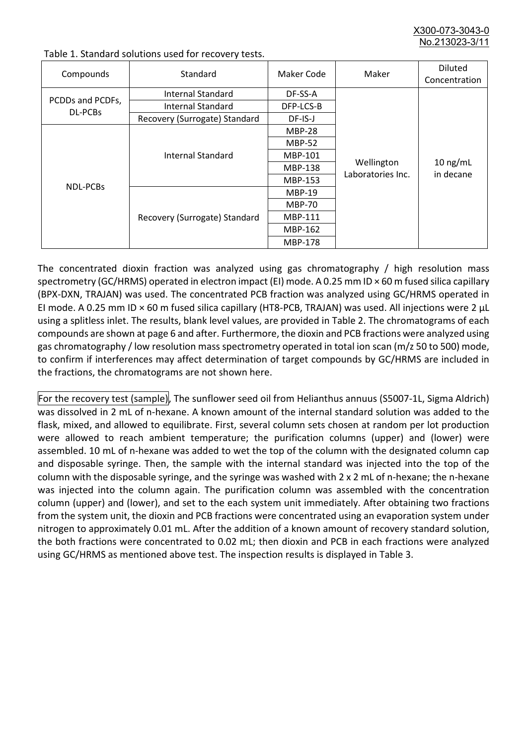Table 1. Standard solutions used for recovery tests.

| Compounds | Standard | Maker Code | Maker | Diluted Concentration |
|---|---|---|---|---|
| PCDDs and PCDFs, DL-PCBs | Internal Standard | DF-SS-A | Wellington Laboratories Inc. | 10 ng/mL in decane |
| | Internal Standard | DFP-LCS-B | | |
| | Recovery (Surrogate) Standard | DF-IS-J | | |
| NDL-PCBs | Internal Standard | MBP-28 | | |
| | | MBP-52 | | |
| | | MBP-101 | | |
| | | MBP-138 | | |
| | | MBP-153 | | |
| | Recovery (Surrogate) Standard | MBP-19 | | |
| | | MBP-70 | | |
| | | MBP-111 | | |
| | | MBP-162 | | |
| | | MBP-178 | | |

The concentrated dioxin fraction was analyzed using gas chromatography / high resolution mass spectrometry (GC/HRMS) operated in electron impact (EI) mode. A 0.25 mm ID × 60 m fused silica capillary (BPX-DXN, TRAJAN) was used. The concentrated PCB fraction was analyzed using GC/HRMS operated in EI mode. A 0.25 mm ID × 60 m fused silica capillary (HT8-PCB, TRAJAN) was used. All injections were 2 μL using a splitless inlet. The results, blank level values, are provided in Table 2. The chromatograms of each compounds are shown at page 6 and after. Furthermore, the dioxin and PCB fractions were analyzed using gas chromatography / low resolution mass spectrometry operated in total ion scan (m/z 50 to 500) mode, to confirm if interferences may affect determination of target compounds by GC/HRMS are included in the fractions, the chromatograms are not shown here.

For the recovery test (sample), The sunflower seed oil from Helianthus annuus (S5007-1L, Sigma Aldrich) was dissolved in 2 mL of n-hexane. A known amount of the internal standard solution was added to the flask, mixed, and allowed to equilibrate. First, several column sets chosen at random per lot production were allowed to reach ambient temperature; the purification columns (upper) and (lower) were assembled. 10 mL of n-hexane was added to wet the top of the column with the designated column cap and disposable syringe. Then, the sample with the internal standard was injected into the top of the column with the disposable syringe, and the syringe was washed with 2 x 2 mL of n-hexane; the n-hexane was injected into the column again. The purification column was assembled with the concentration column (upper) and (lower), and set to the each system unit immediately. After obtaining two fractions from the system unit, the dioxin and PCB fractions were concentrated using an evaporation system under nitrogen to approximately 0.01 mL. After the addition of a known amount of recovery standard solution, the both fractions were concentrated to 0.02 mL; then dioxin and PCB in each fractions were analyzed using GC/HRMS as mentioned above test. The inspection results is displayed in Table 3.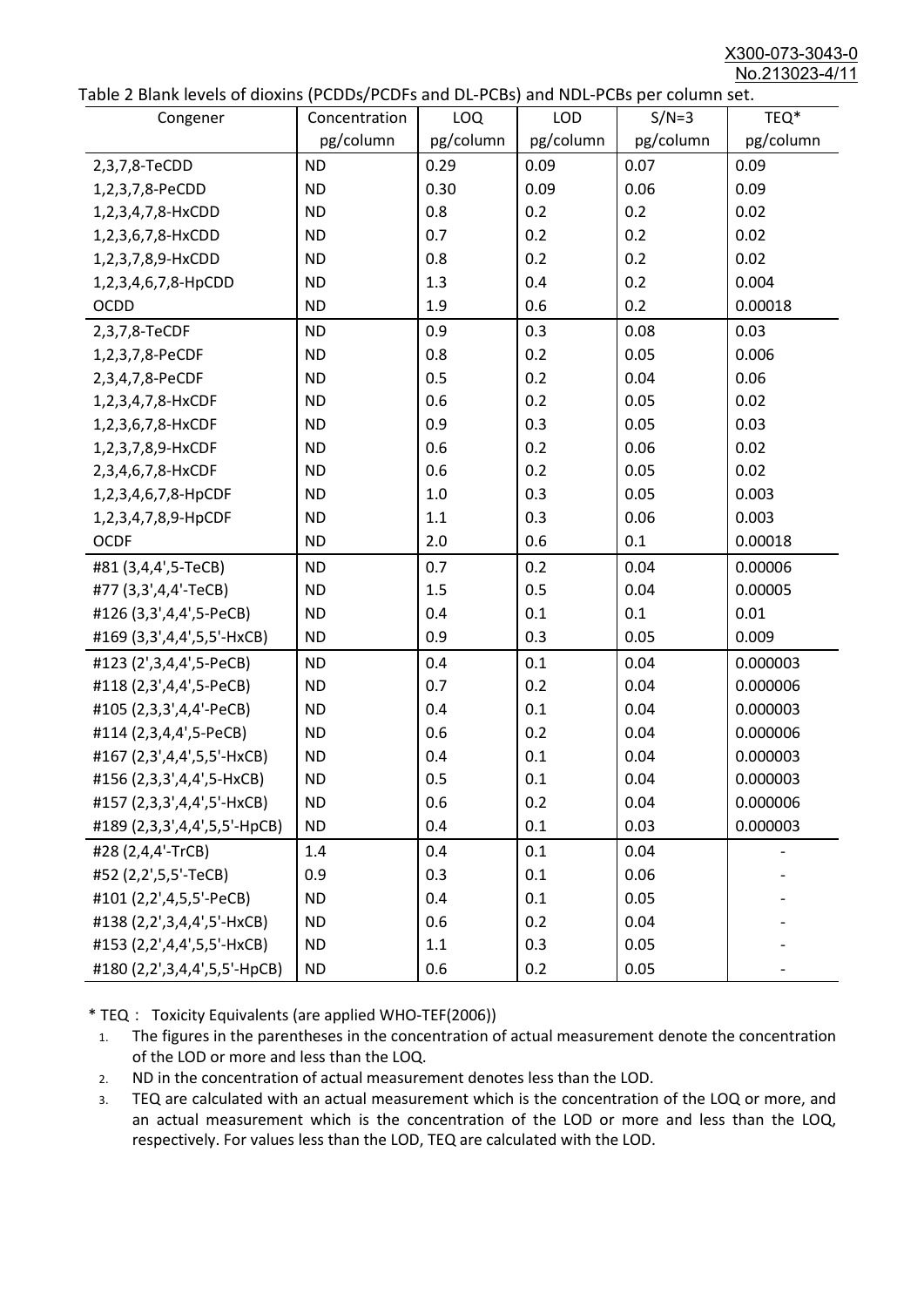Table 2 Blank levels of dioxins (PCDDs/PCDFs and DL-PCBs) and NDL-PCBs per column set.

| Congener | Concentration pg/column | LOQ pg/column | LOD pg/column | S/N=3 pg/column | TEQ* pg/column |
|---|---|---|---|---|---|
| 2,3,7,8-TeCDD | ND | 0.29 | 0.09 | 0.07 | 0.09 |
| 1,2,3,7,8-PeCDD | ND | 0.30 | 0.09 | 0.06 | 0.09 |
| 1,2,3,4,7,8-HxCDD | ND | 0.8 | 0.2 | 0.2 | 0.02 |
| 1,2,3,6,7,8-HxCDD | ND | 0.7 | 0.2 | 0.2 | 0.02 |
| 1,2,3,7,8,9-HxCDD | ND | 0.8 | 0.2 | 0.2 | 0.02 |
| 1,2,3,4,6,7,8-HpCDD | ND | 1.3 | 0.4 | 0.2 | 0.004 |
| OCDD | ND | 1.9 | 0.6 | 0.2 | 0.00018 |
| 2,3,7,8-TeCDF | ND | 0.9 | 0.3 | 0.08 | 0.03 |
| 1,2,3,7,8-PeCDF | ND | 0.8 | 0.2 | 0.05 | 0.006 |
| 2,3,4,7,8-PeCDF | ND | 0.5 | 0.2 | 0.04 | 0.06 |
| 1,2,3,4,7,8-HxCDF | ND | 0.6 | 0.2 | 0.05 | 0.02 |
| 1,2,3,6,7,8-HxCDF | ND | 0.9 | 0.3 | 0.05 | 0.03 |
| 1,2,3,7,8,9-HxCDF | ND | 0.6 | 0.2 | 0.06 | 0.02 |
| 2,3,4,6,7,8-HxCDF | ND | 0.6 | 0.2 | 0.05 | 0.02 |
| 1,2,3,4,6,7,8-HpCDF | ND | 1.0 | 0.3 | 0.05 | 0.003 |
| 1,2,3,4,7,8,9-HpCDF | ND | 1.1 | 0.3 | 0.06 | 0.003 |
| OCDF | ND | 2.0 | 0.6 | 0.1 | 0.00018 |
| #81 (3,4,4',5-TeCB) | ND | 0.7 | 0.2 | 0.04 | 0.00006 |
| #77 (3,3',4,4'-TeCB) | ND | 1.5 | 0.5 | 0.04 | 0.00005 |
| #126 (3,3',4,4',5-PeCB) | ND | 0.4 | 0.1 | 0.1 | 0.01 |
| #169 (3,3',4,4',5,5'-HxCB) | ND | 0.9 | 0.3 | 0.05 | 0.009 |
| #123 (2',3,4,4',5-PeCB) | ND | 0.4 | 0.1 | 0.04 | 0.000003 |
| #118 (2,3',4,4',5-PeCB) | ND | 0.7 | 0.2 | 0.04 | 0.000006 |
| #105 (2,3,3',4,4'-PeCB) | ND | 0.4 | 0.1 | 0.04 | 0.000003 |
| #114 (2,3,4,4',5-PeCB) | ND | 0.6 | 0.2 | 0.04 | 0.000006 |
| #167 (2,3',4,4',5,5'-HxCB) | ND | 0.4 | 0.1 | 0.04 | 0.000003 |
| #156 (2,3,3',4,4',5-HxCB) | ND | 0.5 | 0.1 | 0.04 | 0.000003 |
| #157 (2,3,3',4,4',5'-HxCB) | ND | 0.6 | 0.2 | 0.04 | 0.000006 |
| #189 (2,3,3',4,4',5,5'-HpCB) | ND | 0.4 | 0.1 | 0.03 | 0.000003 |
| #28 (2,4,4'-TrCB) | 1.4 | 0.4 | 0.1 | 0.04 | - |
| #52 (2,2',5,5'-TeCB) | 0.9 | 0.3 | 0.1 | 0.06 | - |
| #101 (2,2',4,5,5'-PeCB) | ND | 0.4 | 0.1 | 0.05 | - |
| #138 (2,2',3,4,4',5'-HxCB) | ND | 0.6 | 0.2 | 0.04 | - |
| #153 (2,2',4,4',5,5'-HxCB) | ND | 1.1 | 0.3 | 0.05 | - |
| #180 (2,2',3,4,4',5,5'-HpCB) | ND | 0.6 | 0.2 | 0.05 | - |

* TEQ： Toxicity Equivalents (are applied WHO-TEF(2006))

1. The figures in the parentheses in the concentration of actual measurement denote the concentration of the LOD or more and less than the LOQ.
2. ND in the concentration of actual measurement denotes less than the LOD.
3. TEQ are calculated with an actual measurement which is the concentration of the LOQ or more, and an actual measurement which is the concentration of the LOD or more and less than the LOQ, respectively. For values less than the LOD, TEQ are calculated with the LOD.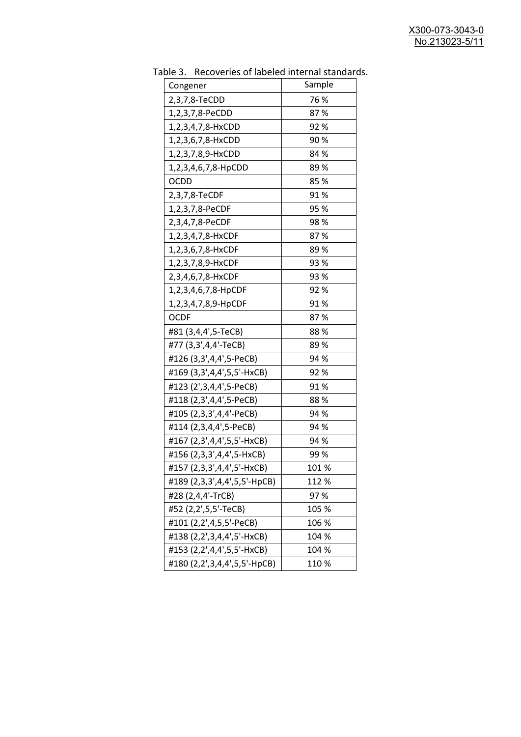Table 3. Recoveries of labeled internal standards.

| Congener | Sample |
|---|---|
| 2,3,7,8-TeCDD | 76 % |
| 1,2,3,7,8-PeCDD | 87 % |
| 1,2,3,4,7,8-HxCDD | 92 % |
| 1,2,3,6,7,8-HxCDD | 90 % |
| 1,2,3,7,8,9-HxCDD | 84 % |
| 1,2,3,4,6,7,8-HpCDD | 89 % |
| OCDD | 85 % |
| 2,3,7,8-TeCDF | 91 % |
| 1,2,3,7,8-PeCDF | 95 % |
| 2,3,4,7,8-PeCDF | 98 % |
| 1,2,3,4,7,8-HxCDF | 87 % |
| 1,2,3,6,7,8-HxCDF | 89 % |
| 1,2,3,7,8,9-HxCDF | 93 % |
| 2,3,4,6,7,8-HxCDF | 93 % |
| 1,2,3,4,6,7,8-HpCDF | 92 % |
| 1,2,3,4,7,8,9-HpCDF | 91 % |
| OCDF | 87 % |
| #81 (3,4,4',5-TeCB) | 88 % |
| #77 (3,3',4,4'-TeCB) | 89 % |
| #126 (3,3',4,4',5-PeCB) | 94 % |
| #169 (3,3',4,4',5,5'-HxCB) | 92 % |
| #123 (2',3,4,4',5-PeCB) | 91 % |
| #118 (2,3',4,4',5-PeCB) | 88 % |
| #105 (2,3,3',4,4'-PeCB) | 94 % |
| #114 (2,3,4,4',5-PeCB) | 94 % |
| #167 (2,3',4,4',5,5'-HxCB) | 94 % |
| #156 (2,3,3',4,4',5-HxCB) | 99 % |
| #157 (2,3,3',4,4',5'-HxCB) | 101 % |
| #189 (2,3,3',4,4',5,5'-HpCB) | 112 % |
| #28 (2,4,4'-TrCB) | 97 % |
| #52 (2,2',5,5'-TeCB) | 105 % |
| #101 (2,2',4,5,5'-PeCB) | 106 % |
| #138 (2,2',3,4,4',5'-HxCB) | 104 % |
| #153 (2,2',4,4',5,5'-HxCB) | 104 % |
| #180 (2,2',3,4,4',5,5'-HpCB) | 110 % |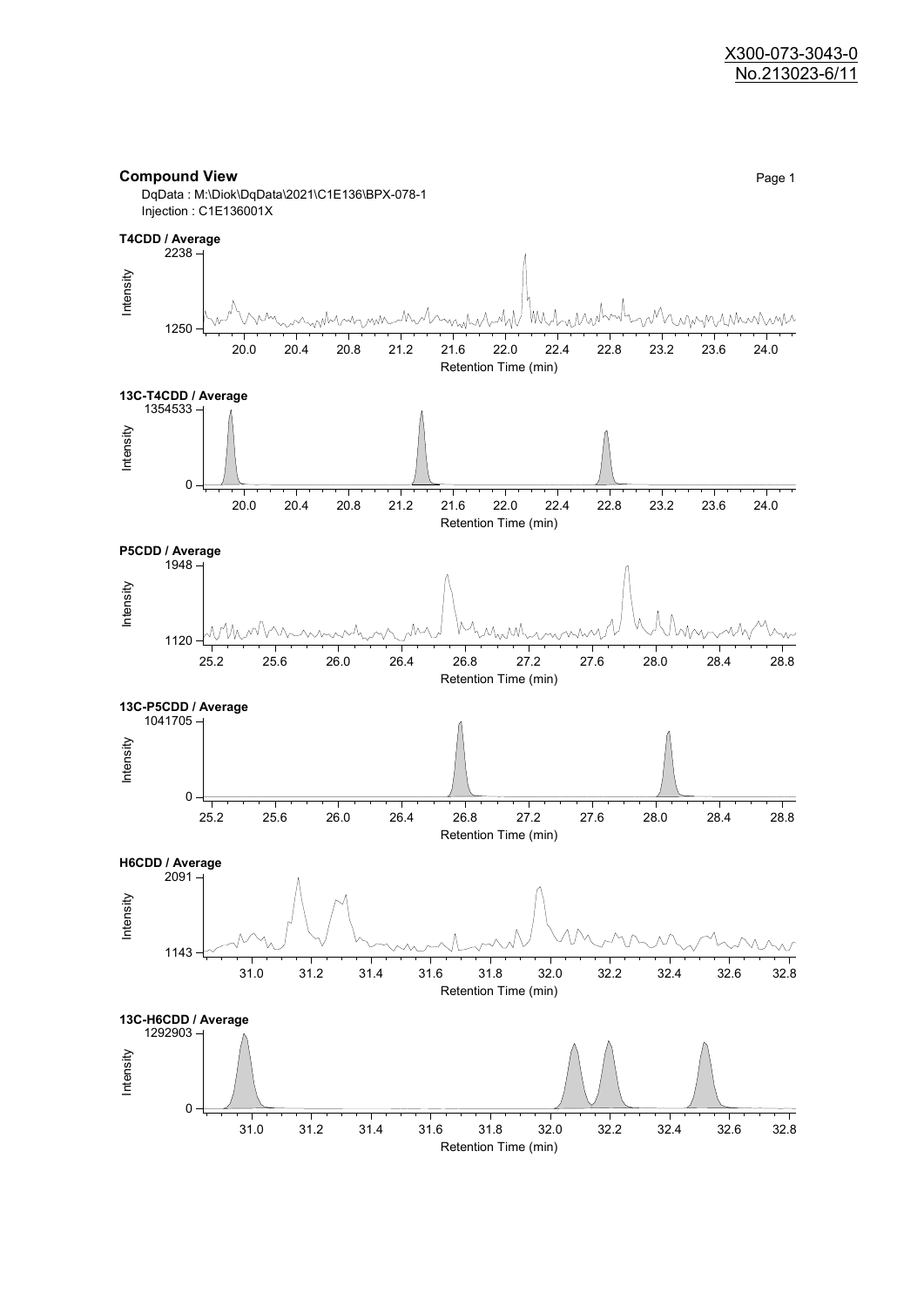X300-073-3043-0
No.213023-6/11

**Compound View**

DqData : M:\Diok\DqData\2021\C1E136\BPX-078-1
Injection : C1E136001X

**T4CDD / Average**

Intensity: 1250 – 2238
Retention Time (min): 20.0 – 24.0

**13C-T4CDD / Average**

Intensity: 0 – 1354533
Retention Time (min): 20.0 – 24.0

**P5CDD / Average**

Intensity: 1120 – 1948
Retention Time (min): 25.2 – 28.8

**13C-P5CDD / Average**

Intensity: 0 – 1041705
Retention Time (min): 25.2 – 28.8

**H6CDD / Average**

Intensity: 1143 – 2091
Retention Time (min): 31.0 – 32.8

**13C-H6CDD / Average**

Intensity: 0 – 1292903
Retention Time (min): 31.0 – 32.8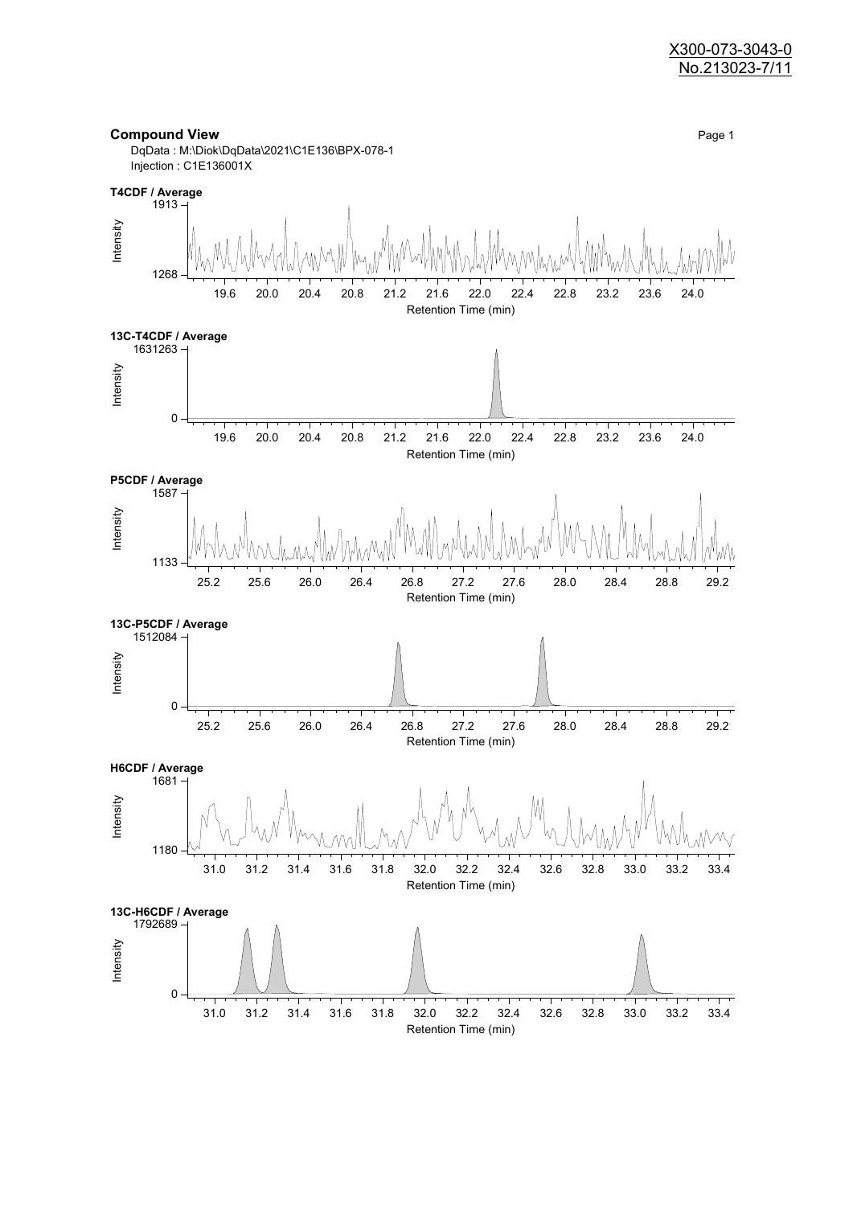X300-073-3043-0
No.213023-7/11

**Compound View**

DqData : M:\Diok\DqData\2021\C1E136\BPX-078-1
Injection : C1E136001X

**T4CDF / Average**

Intensity: 1268 – 1913
Retention Time (min): 19.6, 20.0, 20.4, 20.8, 21.2, 21.6, 22.0, 22.4, 22.8, 23.2, 23.6, 24.0

**13C-T4CDF / Average**

Intensity: 0 – 1631263
Retention Time (min): 19.6, 20.0, 20.4, 20.8, 21.2, 21.6, 22.0, 22.4, 22.8, 23.2, 23.6, 24.0

**P5CDF / Average**

Intensity: 1133 – 1587
Retention Time (min): 25.2, 25.6, 26.0, 26.4, 26.8, 27.2, 27.6, 28.0, 28.4, 28.8, 29.2

**13C-P5CDF / Average**

Intensity: 0 – 1512084
Retention Time (min): 25.2, 25.6, 26.0, 26.4, 26.8, 27.2, 27.6, 28.0, 28.4, 28.8, 29.2

**H6CDF / Average**

Intensity: 1180 – 1681
Retention Time (min): 31.0, 31.2, 31.4, 31.6, 31.8, 32.0, 32.2, 32.4, 32.6, 32.8, 33.0, 33.2, 33.4

**13C-H6CDF / Average**

Intensity: 0 – 1792689
Retention Time (min): 31.0, 31.2, 31.4, 31.6, 31.8, 32.0, 32.2, 32.4, 32.6, 32.8, 33.0, 33.2, 33.4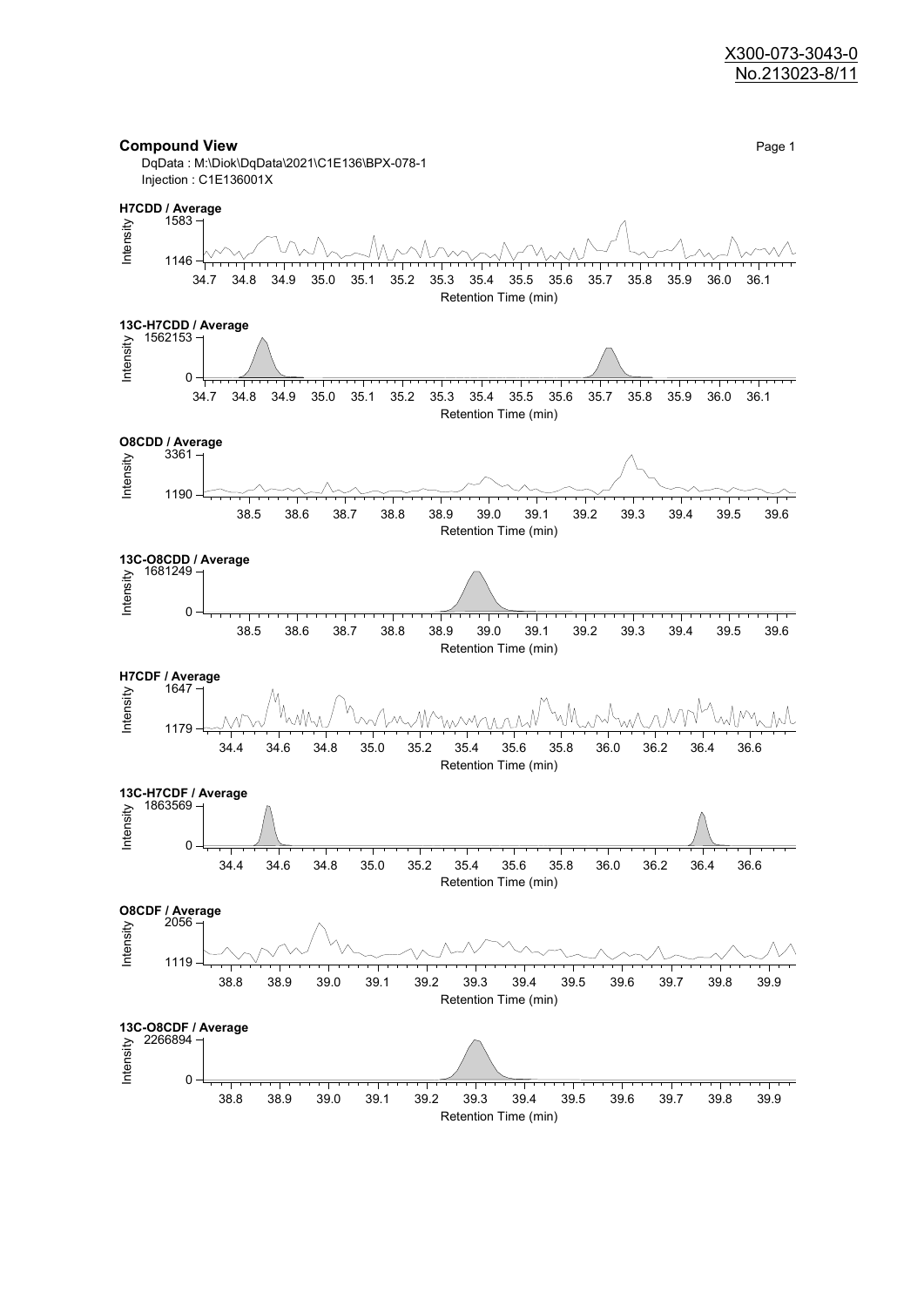X300-073-3043-0
No.213023-8/11

## Compound View

DqData : M:\Diok\DqData\2021\C1E136\BPX-078-1
Injection : C1E136001X

**H7CDD / Average**

Intensity: 1146 – 1583
Retention Time (min): 34.7 – 36.1

**13C-H7CDD / Average**

Intensity: 0 – 1562153
Retention Time (min): 34.7 – 36.1

**O8CDD / Average**

Intensity: 1190 – 3361
Retention Time (min): 38.5 – 39.6

**13C-O8CDD / Average**

Intensity: 0 – 1681249
Retention Time (min): 38.5 – 39.6

**H7CDF / Average**

Intensity: 1179 – 1647
Retention Time (min): 34.4 – 36.6

**13C-H7CDF / Average**

Intensity: 0 – 1863569
Retention Time (min): 34.4 – 36.6

**O8CDF / Average**

Intensity: 1119 – 2056
Retention Time (min): 38.8 – 39.9

**13C-O8CDF / Average**

Intensity: 0 – 2266894
Retention Time (min): 38.8 – 39.9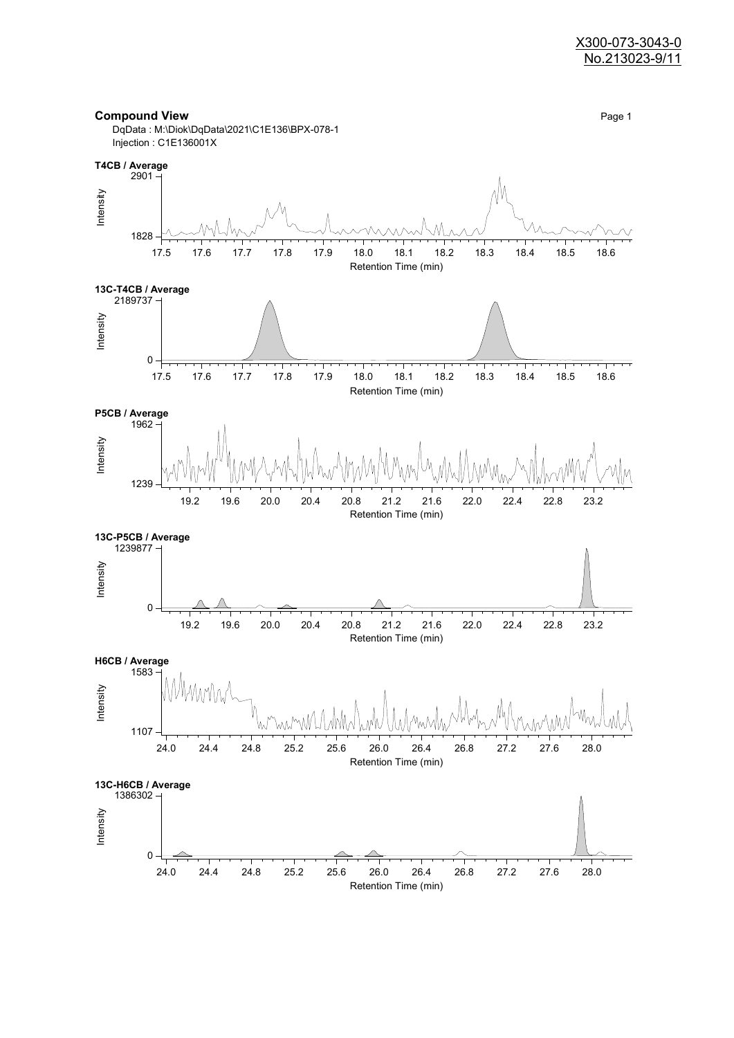X300-073-3043-0
No.213023-9/11

## Compound View

DqData : M:\Diok\DqData\2021\C1E136\BPX-078-1
Injection : C1E136001X

**T4CB / Average**

Intensity: 1828 – 2901
Retention Time (min): 17.5, 17.6, 17.7, 17.8, 17.9, 18.0, 18.1, 18.2, 18.3, 18.4, 18.5, 18.6

**13C-T4CB / Average**

Intensity: 0 – 2189737
Retention Time (min): 17.5, 17.6, 17.7, 17.8, 17.9, 18.0, 18.1, 18.2, 18.3, 18.4, 18.5, 18.6

**P5CB / Average**

Intensity: 1239 – 1962
Retention Time (min): 19.2, 19.6, 20.0, 20.4, 20.8, 21.2, 21.6, 22.0, 22.4, 22.8, 23.2

**13C-P5CB / Average**

Intensity: 0 – 1239877
Retention Time (min): 19.2, 19.6, 20.0, 20.4, 20.8, 21.2, 21.6, 22.0, 22.4, 22.8, 23.2

**H6CB / Average**

Intensity: 1107 – 1583
Retention Time (min): 24.0, 24.4, 24.8, 25.2, 25.6, 26.0, 26.4, 26.8, 27.2, 27.6, 28.0

**13C-H6CB / Average**

Intensity: 0 – 1386302
Retention Time (min): 24.0, 24.4, 24.8, 25.2, 25.6, 26.0, 26.4, 26.8, 27.2, 27.6, 28.0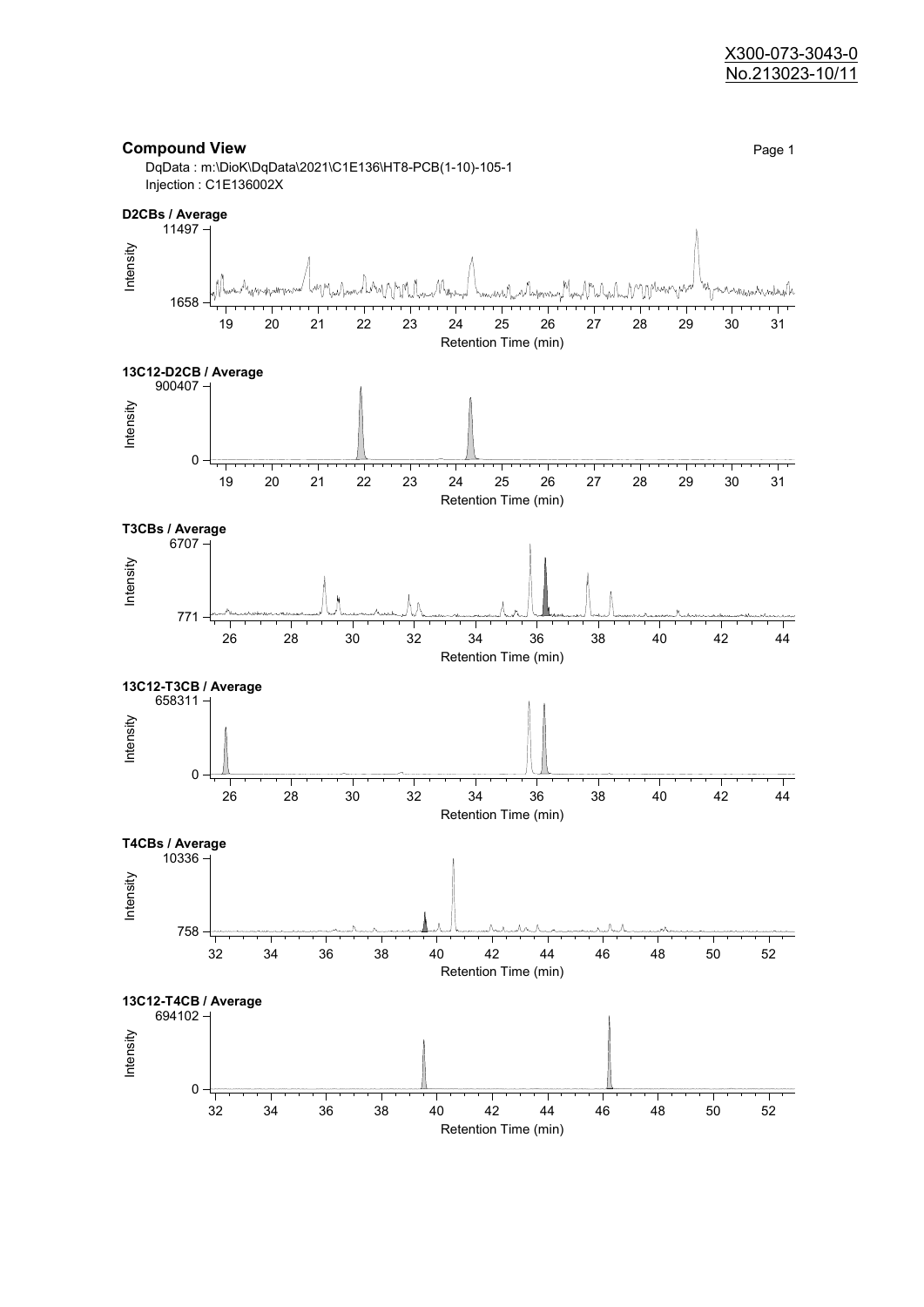X300-073-3043-0
No.213023-10/11

## Compound View

DqData : m:\DioK\DqData\2021\C1E136\HT8-PCB(1-10)-105-1
Injection : C1E136002X

**D2CBs / Average**

Intensity: 1658 – 11497
Retention Time (min): 19 20 21 22 23 24 25 26 27 28 29 30 31

**13C12-D2CB / Average**

Intensity: 0 – 900407
Retention Time (min): 19 20 21 22 23 24 25 26 27 28 29 30 31

**T3CBs / Average**

Intensity: 771 – 6707
Retention Time (min): 26 28 30 32 34 36 38 40 42 44

**13C12-T3CB / Average**

Intensity: 0 – 658311
Retention Time (min): 26 28 30 32 34 36 38 40 42 44

**T4CBs / Average**

Intensity: 758 – 10336
Retention Time (min): 32 34 36 38 40 42 44 46 48 50 52

**13C12-T4CB / Average**

Intensity: 0 – 694102
Retention Time (min): 32 34 36 38 40 42 44 46 48 50 52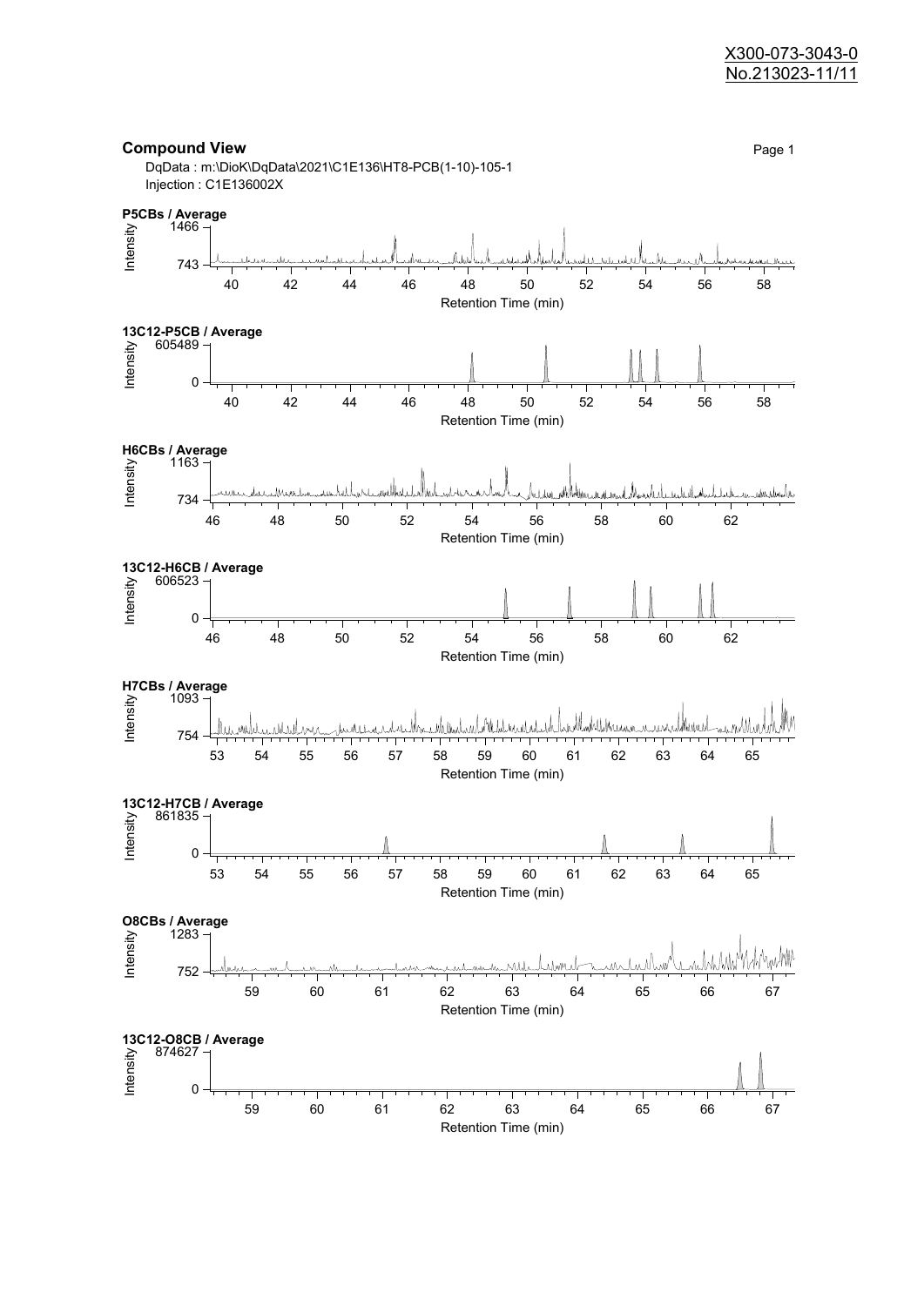X300-073-3043-0
No.213023-11/11

**Compound View**

Page 1

DqData : m:\DioK\DqData\2021\C1E136\HT8-PCB(1-10)-105-1
Injection : C1E136002X

**P5CBs / Average**

Intensity
1466
743
40 42 44 46 48 50 52 54 56 58
Retention Time (min)

**13C12-P5CB / Average**

Intensity
605489
0
40 42 44 46 48 50 52 54 56 58
Retention Time (min)

**H6CBs / Average**

Intensity
1163
734
46 48 50 52 54 56 58 60 62
Retention Time (min)

**13C12-H6CB / Average**

Intensity
606523
0
46 48 50 52 54 56 58 60 62
Retention Time (min)

**H7CBs / Average**

Intensity
1093
754
53 54 55 56 57 58 59 60 61 62 63 64 65
Retention Time (min)

**13C12-H7CB / Average**

Intensity
861835
0
53 54 55 56 57 58 59 60 61 62 63 64 65
Retention Time (min)

**O8CBs / Average**

Intensity
1283
752
59 60 61 62 63 64 65 66 67
Retention Time (min)

**13C12-O8CB / Average**

Intensity
874627
0
59 60 61 62 63 64 65 66 67
Retention Time (min)